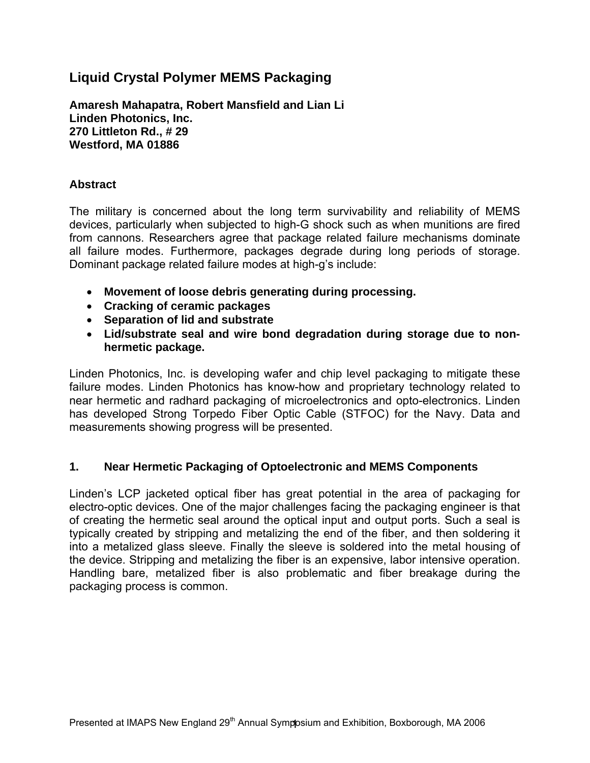# Liquid Crystal Polymer MEMS Packaging

**Amaresh Mahapatra, Robert Mansfield and Lian Li**
**Linden Photonics, Inc.**
**270 Littleton Rd., # 29**
**Westford, MA 01886**

### Abstract

The military is concerned about the long term survivability and reliability of MEMS devices, particularly when subjected to high-G shock such as when munitions are fired from cannons. Researchers agree that package related failure mechanisms dominate all failure modes. Furthermore, packages degrade during long periods of storage. Dominant package related failure modes at high-g's include:

- **Movement of loose debris generating during processing.**
- **Cracking of ceramic packages**
- **Separation of lid and substrate**
- **Lid/substrate seal and wire bond degradation during storage due to non-hermetic package.**

Linden Photonics, Inc. is developing wafer and chip level packaging to mitigate these failure modes. Linden Photonics has know-how and proprietary technology related to near hermetic and radhard packaging of microelectronics and opto-electronics. Linden has developed Strong Torpedo Fiber Optic Cable (STFOC) for the Navy. Data and measurements showing progress will be presented.

### 1. Near Hermetic Packaging of Optoelectronic and MEMS Components

Linden's LCP jacketed optical fiber has great potential in the area of packaging for electro-optic devices. One of the major challenges facing the packaging engineer is that of creating the hermetic seal around the optical input and output ports. Such a seal is typically created by stripping and metalizing the end of the fiber, and then soldering it into a metalized glass sleeve. Finally the sleeve is soldered into the metal housing of the device. Stripping and metalizing the fiber is an expensive, labor intensive operation. Handling bare, metalized fiber is also problematic and fiber breakage during the packaging process is common.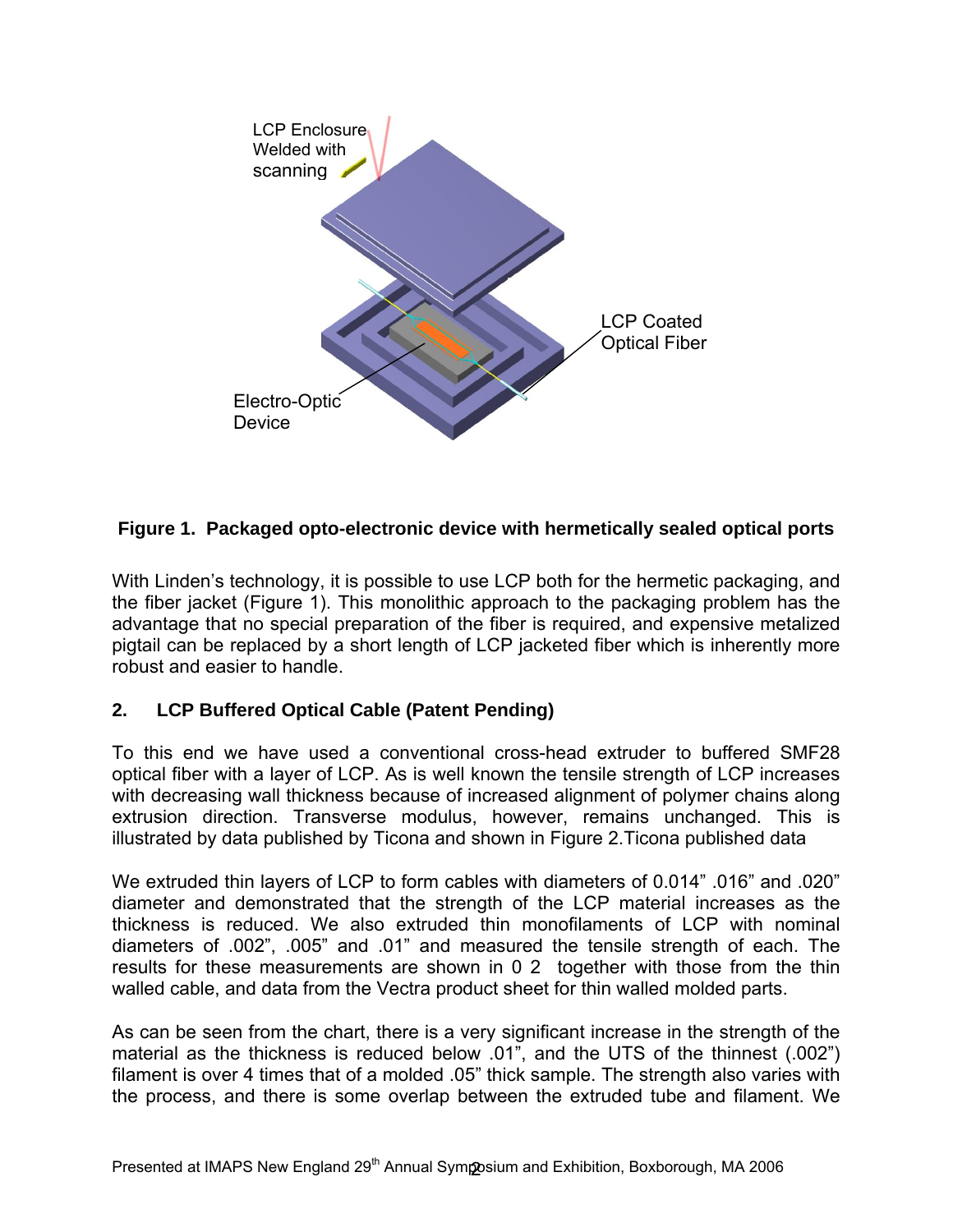LCP Enclosure Welded with scanning

LCP Coated Optical Fiber

Electro-Optic Device

**Figure 1. Packaged opto-electronic device with hermetically sealed optical ports**

With Linden's technology, it is possible to use LCP both for the hermetic packaging, and the fiber jacket (Figure 1). This monolithic approach to the packaging problem has the advantage that no special preparation of the fiber is required, and expensive metalized pigtail can be replaced by a short length of LCP jacketed fiber which is inherently more robust and easier to handle.

## 2. LCP Buffered Optical Cable (Patent Pending)

To this end we have used a conventional cross-head extruder to buffered SMF28 optical fiber with a layer of LCP. As is well known the tensile strength of LCP increases with decreasing wall thickness because of increased alignment of polymer chains along extrusion direction. Transverse modulus, however, remains unchanged. This is illustrated by data published by Ticona and shown in Figure 2.Ticona published data

We extruded thin layers of LCP to form cables with diameters of 0.014" .016" and .020" diameter and demonstrated that the strength of the LCP material increases as the thickness is reduced. We also extruded thin monofilaments of LCP with nominal diameters of .002", .005" and .01" and measured the tensile strength of each. The results for these measurements are shown in 0 2 together with those from the thin walled cable, and data from the Vectra product sheet for thin walled molded parts.

As can be seen from the chart, there is a very significant increase in the strength of the material as the thickness is reduced below .01", and the UTS of the thinnest (.002") filament is over 4 times that of a molded .05" thick sample. The strength also varies with the process, and there is some overlap between the extruded tube and filament. We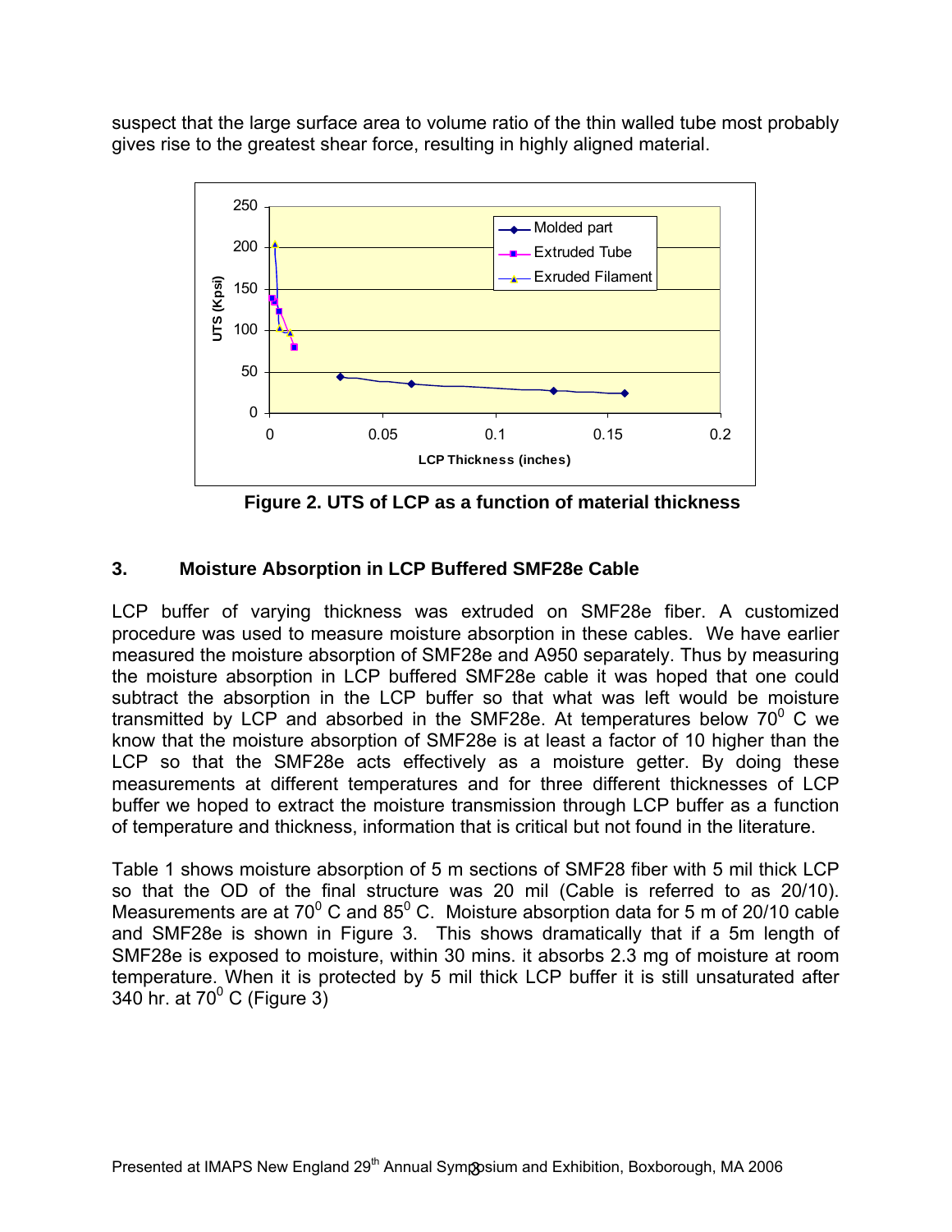suspect that the large surface area to volume ratio of the thin walled tube most probably gives rise to the greatest shear force, resulting in highly aligned material.

**Figure 2. UTS of LCP as a function of material thickness**

## 3. Moisture Absorption in LCP Buffered SMF28e Cable

LCP buffer of varying thickness was extruded on SMF28e fiber. A customized procedure was used to measure moisture absorption in these cables. We have earlier measured the moisture absorption of SMF28e and A950 separately. Thus by measuring the moisture absorption in LCP buffered SMF28e cable it was hoped that one could subtract the absorption in the LCP buffer so that what was left would be moisture transmitted by LCP and absorbed in the SMF28e. At temperatures below $70^0$ C we know that the moisture absorption of SMF28e is at least a factor of 10 higher than the LCP so that the SMF28e acts effectively as a moisture getter. By doing these measurements at different temperatures and for three different thicknesses of LCP buffer we hoped to extract the moisture transmission through LCP buffer as a function of temperature and thickness, information that is critical but not found in the literature.

Table 1 shows moisture absorption of 5 m sections of SMF28 fiber with 5 mil thick LCP so that the OD of the final structure was 20 mil (Cable is referred to as 20/10). Measurements are at $70^0$ C and $85^0$ C. Moisture absorption data for 5 m of 20/10 cable and SMF28e is shown in Figure 3. This shows dramatically that if a 5m length of SMF28e is exposed to moisture, within 30 mins. it absorbs 2.3 mg of moisture at room temperature. When it is protected by 5 mil thick LCP buffer it is still unsaturated after 340 hr. at $70^0$ C (Figure 3)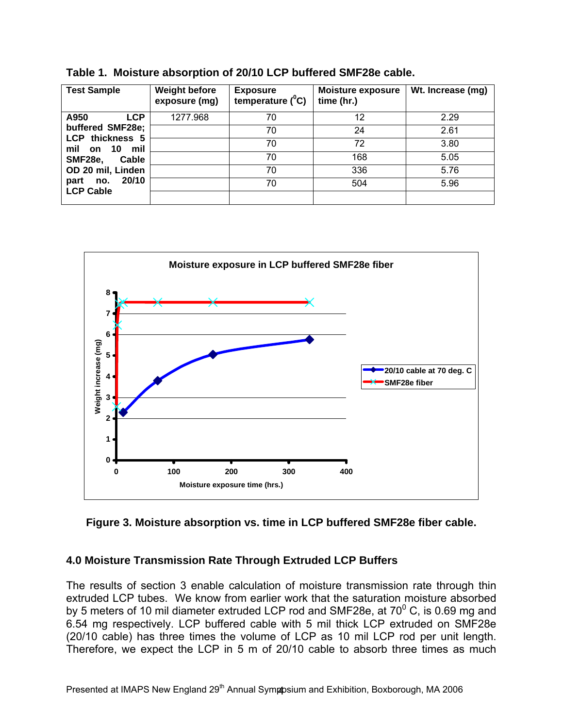**Table 1. Moisture absorption of 20/10 LCP buffered SMF28e cable.**

| Test Sample | Weight before exposure (mg) | Exposure temperature ($^0$C) | Moisture exposure time (hr.) | Wt. Increase (mg) |
|---|---|---|---|---|
| A950 LCP buffered SMF28e; LCP thickness 5 mil on 10 mil SMF28e, Cable OD 20 mil, Linden part no. 20/10 LCP Cable | 1277.968 | 70 | 12 | 2.29 |
| | | 70 | 24 | 2.61 |
| | | 70 | 72 | 3.80 |
| | | 70 | 168 | 5.05 |
| | | 70 | 336 | 5.76 |
| | | 70 | 504 | 5.96 |
| | | | | |

**Figure 3. Moisture absorption vs. time in LCP buffered SMF28e fiber cable.**

## 4.0 Moisture Transmission Rate Through Extruded LCP Buffers

The results of section 3 enable calculation of moisture transmission rate through thin extruded LCP tubes. We know from earlier work that the saturation moisture absorbed by 5 meters of 10 mil diameter extruded LCP rod and SMF28e, at $70^0$ C, is 0.69 mg and 6.54 mg respectively. LCP buffered cable with 5 mil thick LCP extruded on SMF28e (20/10 cable) has three times the volume of LCP as 10 mil LCP rod per unit length. Therefore, we expect the LCP in 5 m of 20/10 cable to absorb three times as much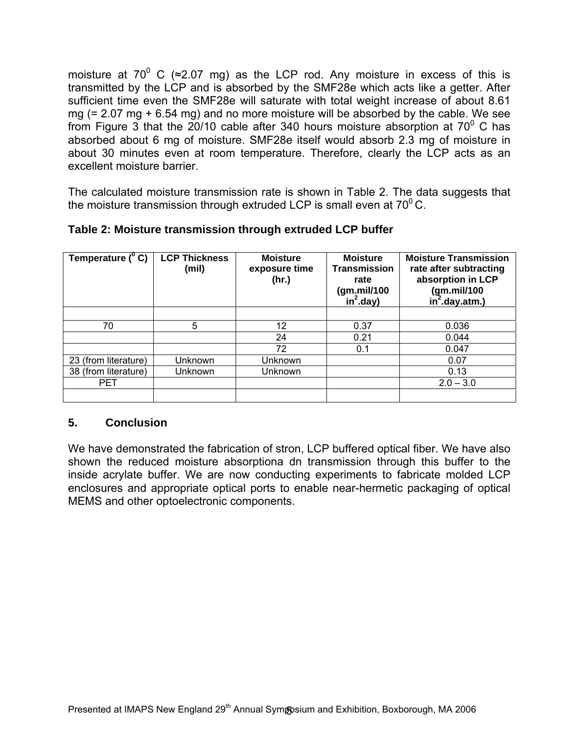moisture at $70^0$ C (≈2.07 mg) as the LCP rod. Any moisture in excess of this is transmitted by the LCP and is absorbed by the SMF28e which acts like a getter. After sufficient time even the SMF28e will saturate with total weight increase of about 8.61 mg (= 2.07 mg + 6.54 mg) and no more moisture will be absorbed by the cable. We see from Figure 3 that the 20/10 cable after 340 hours moisture absorption at $70^0$ C has absorbed about 6 mg of moisture. SMF28e itself would absorb 2.3 mg of moisture in about 30 minutes even at room temperature. Therefore, clearly the LCP acts as an excellent moisture barrier.

The calculated moisture transmission rate is shown in Table 2. The data suggests that the moisture transmission through extruded LCP is small even at $70^0$ C.

**Table 2: Moisture transmission through extruded LCP buffer**

| Temperature ($^0$ C) | LCP Thickness (mil) | Moisture exposure time (hr.) | Moisture Transmission rate (gm.mil/100 in$^2$.day) | Moisture Transmission rate after subtracting absorption in LCP (gm.mil/100 in$^2$.day.atm.) |
|---|---|---|---|---|
| | | | | |
| 70 | 5 | 12 | 0.37 | 0.036 |
| | | 24 | 0.21 | 0.044 |
| | | 72 | 0.1 | 0.047 |
| 23 (from literature) | Unknown | Unknown | | 0.07 |
| 38 (from literature) | Unknown | Unknown | | 0.13 |
| PET | | | | 2.0 – 3.0 |
| | | | | |

## 5. Conclusion

We have demonstrated the fabrication of stron, LCP buffered optical fiber. We have also shown the reduced moisture absorptiona dn transmission through this buffer to the inside acrylate buffer. We are now conducting experiments to fabricate molded LCP enclosures and appropriate optical ports to enable near-hermetic packaging of optical MEMS and other optoelectronic components.